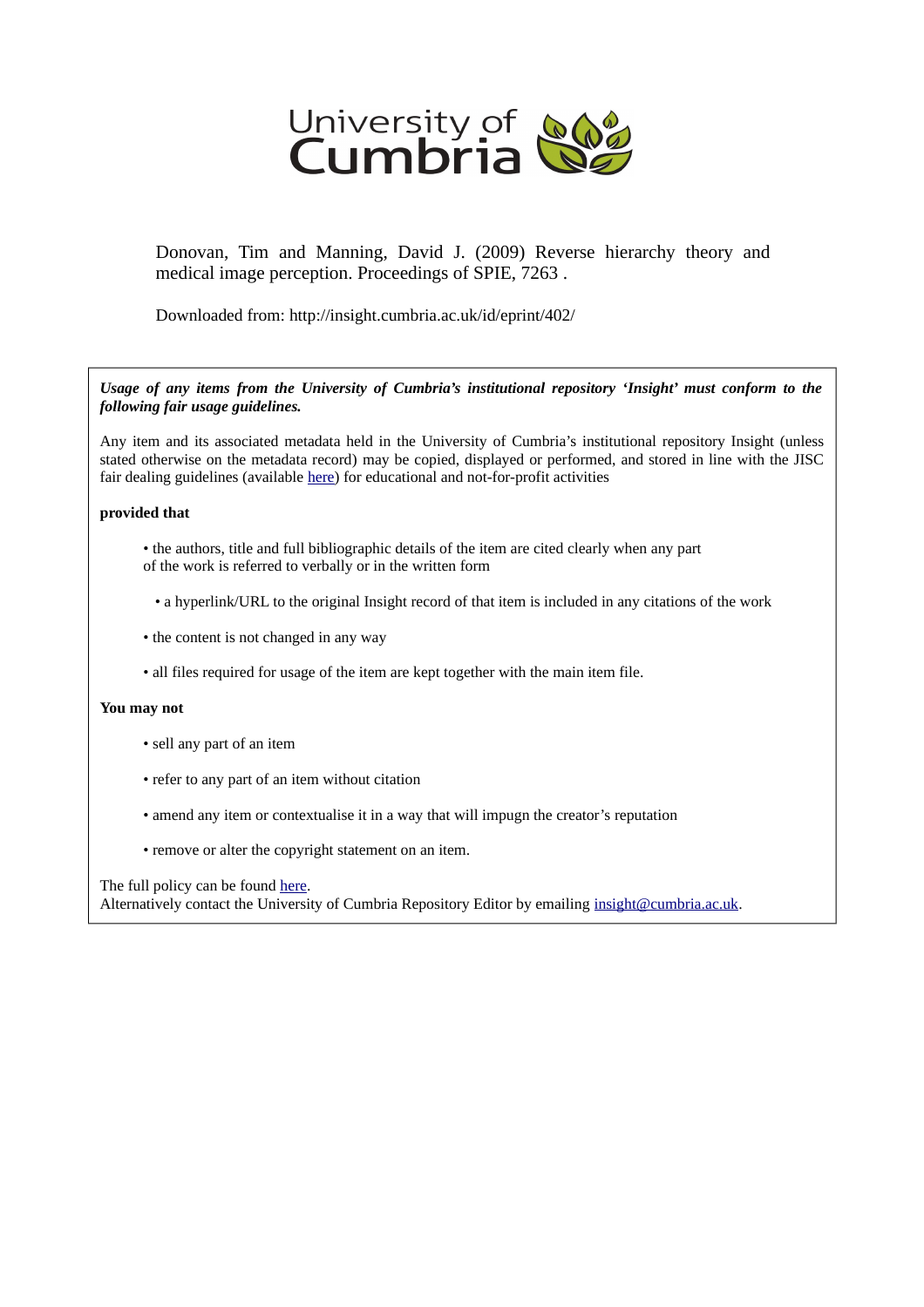University of Cumbria

Donovan, Tim and Manning, David J. (2009) Reverse hierarchy theory and medical image perception. Proceedings of SPIE, 7263 .

Downloaded from: http://insight.cumbria.ac.uk/id/eprint/402/

***Usage of any items from the University of Cumbria's institutional repository 'Insight' must conform to the following fair usage guidelines.***

Any item and its associated metadata held in the University of Cumbria's institutional repository Insight (unless stated otherwise on the metadata record) may be copied, displayed or performed, and stored in line with the JISC fair dealing guidelines (available [here](#)) for educational and not-for-profit activities

**provided that**

- the authors, title and full bibliographic details of the item are cited clearly when any part of the work is referred to verbally or in the written form
- a hyperlink/URL to the original Insight record of that item is included in any citations of the work
- the content is not changed in any way
- all files required for usage of the item are kept together with the main item file.

**You may not**

- sell any part of an item
- refer to any part of an item without citation
- amend any item or contextualise it in a way that will impugn the creator's reputation
- remove or alter the copyright statement on an item.

The full policy can be found [here](#).
Alternatively contact the University of Cumbria Repository Editor by emailing insight@cumbria.ac.uk.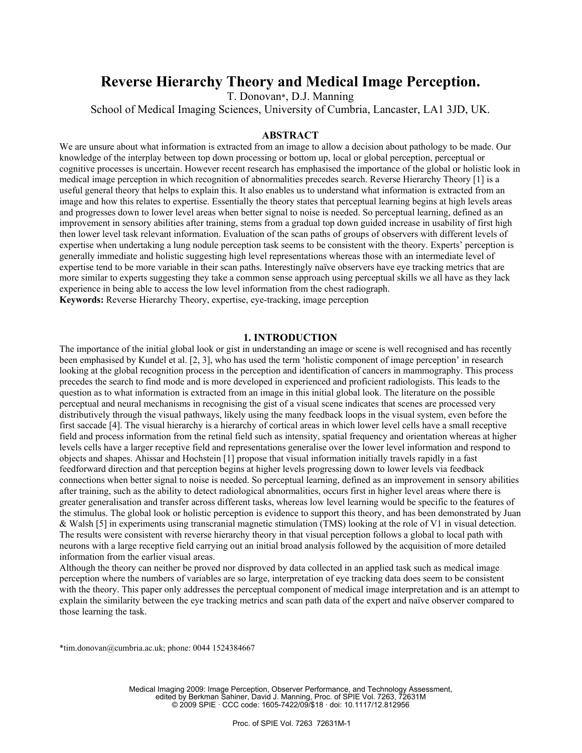# Reverse Hierarchy Theory and Medical Image Perception.

T. Donovan*, D.J. Manning

School of Medical Imaging Sciences, University of Cumbria, Lancaster, LA1 3JD, UK.

## ABSTRACT

We are unsure about what information is extracted from an image to allow a decision about pathology to be made. Our knowledge of the interplay between top down processing or bottom up, local or global perception, perceptual or cognitive processes is uncertain. However recent research has emphasised the importance of the global or holistic look in medical image perception in which recognition of abnormalities precedes search. Reverse Hierarchy Theory [1] is a useful general theory that helps to explain this. It also enables us to understand what information is extracted from an image and how this relates to expertise. Essentially the theory states that perceptual learning begins at high levels areas and progresses down to lower level areas when better signal to noise is needed. So perceptual learning, defined as an improvement in sensory abilities after training, stems from a gradual top down guided increase in usability of first high then lower level task relevant information. Evaluation of the scan paths of groups of observers with different levels of expertise when undertaking a lung nodule perception task seems to be consistent with the theory. Experts' perception is generally immediate and holistic suggesting high level representations whereas those with an intermediate level of expertise tend to be more variable in their scan paths. Interestingly naïve observers have eye tracking metrics that are more similar to experts suggesting they take a common sense approach using perceptual skills we all have as they lack experience in being able to access the low level information from the chest radiograph.

**Keywords:** Reverse Hierarchy Theory, expertise, eye-tracking, image perception

## 1. INTRODUCTION

The importance of the initial global look or gist in understanding an image or scene is well recognised and has recently been emphasised by Kundel et al. [2, 3], who has used the term 'holistic component of image perception' in research looking at the global recognition process in the perception and identification of cancers in mammography. This process precedes the search to find mode and is more developed in experienced and proficient radiologists. This leads to the question as to what information is extracted from an image in this initial global look. The literature on the possible perceptual and neural mechanisms in recognising the gist of a visual scene indicates that scenes are processed very distributively through the visual pathways, likely using the many feedback loops in the visual system, even before the first saccade [4]. The visual hierarchy is a hierarchy of cortical areas in which lower level cells have a small receptive field and process information from the retinal field such as intensity, spatial frequency and orientation whereas at higher levels cells have a larger receptive field and representations generalise over the lower level information and respond to objects and shapes. Ahissar and Hochstein [1] propose that visual information initially travels rapidly in a fast feedforward direction and that perception begins at higher levels progressing down to lower levels via feedback connections when better signal to noise is needed. So perceptual learning, defined as an improvement in sensory abilities after training, such as the ability to detect radiological abnormalities, occurs first in higher level areas where there is greater generalisation and transfer across different tasks, whereas low level learning would be specific to the features of the stimulus. The global look or holistic perception is evidence to support this theory, and has been demonstrated by Juan & Walsh [5] in experiments using transcranial magnetic stimulation (TMS) looking at the role of V1 in visual detection. The results were consistent with reverse hierarchy theory in that visual perception follows a global to local path with neurons with a large receptive field carrying out an initial broad analysis followed by the acquisition of more detailed information from the earlier visual areas.

Although the theory can neither be proved nor disproved by data collected in an applied task such as medical image perception where the numbers of variables are so large, interpretation of eye tracking data does seem to be consistent with the theory. This paper only addresses the perceptual component of medical image interpretation and is an attempt to explain the similarity between the eye tracking metrics and scan path data of the expert and naïve observer compared to those learning the task.

*tim.donovan@cumbria.ac.uk; phone: 0044 1524384667

Medical Imaging 2009: Image Perception, Observer Performance, and Technology Assessment, edited by Berkman Sahiner, David J. Manning, Proc. of SPIE Vol. 7263, 72631M
© 2009 SPIE · CCC code: 1605-7422/09/$18 · doi: 10.1117/12.812956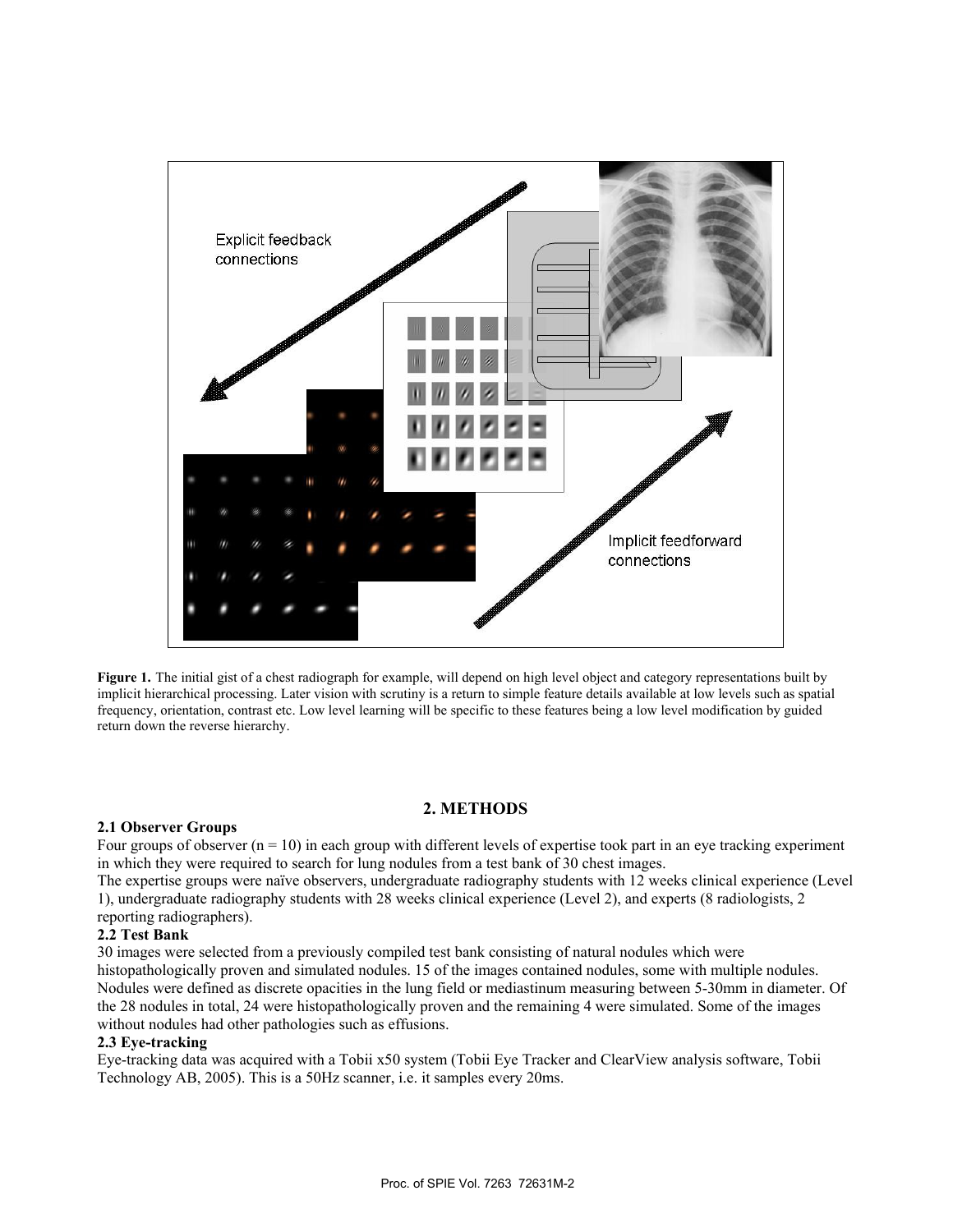**Figure 1.** The initial gist of a chest radiograph for example, will depend on high level object and category representations built by implicit hierarchical processing. Later vision with scrutiny is a return to simple feature details available at low levels such as spatial frequency, orientation, contrast etc. Low level learning will be specific to these features being a low level modification by guided return down the reverse hierarchy.

## 2. METHODS

### 2.1 Observer Groups

Four groups of observer (n = 10) in each group with different levels of expertise took part in an eye tracking experiment in which they were required to search for lung nodules from a test bank of 30 chest images.

The expertise groups were naïve observers, undergraduate radiography students with 12 weeks clinical experience (Level 1), undergraduate radiography students with 28 weeks clinical experience (Level 2), and experts (8 radiologists, 2 reporting radiographers).

### 2.2 Test Bank

30 images were selected from a previously compiled test bank consisting of natural nodules which were histopathologically proven and simulated nodules. 15 of the images contained nodules, some with multiple nodules. Nodules were defined as discrete opacities in the lung field or mediastinum measuring between 5-30mm in diameter. Of the 28 nodules in total, 24 were histopathologically proven and the remaining 4 were simulated. Some of the images without nodules had other pathologies such as effusions.

### 2.3 Eye-tracking

Eye-tracking data was acquired with a Tobii x50 system (Tobii Eye Tracker and ClearView analysis software, Tobii Technology AB, 2005). This is a 50Hz scanner, i.e. it samples every 20ms.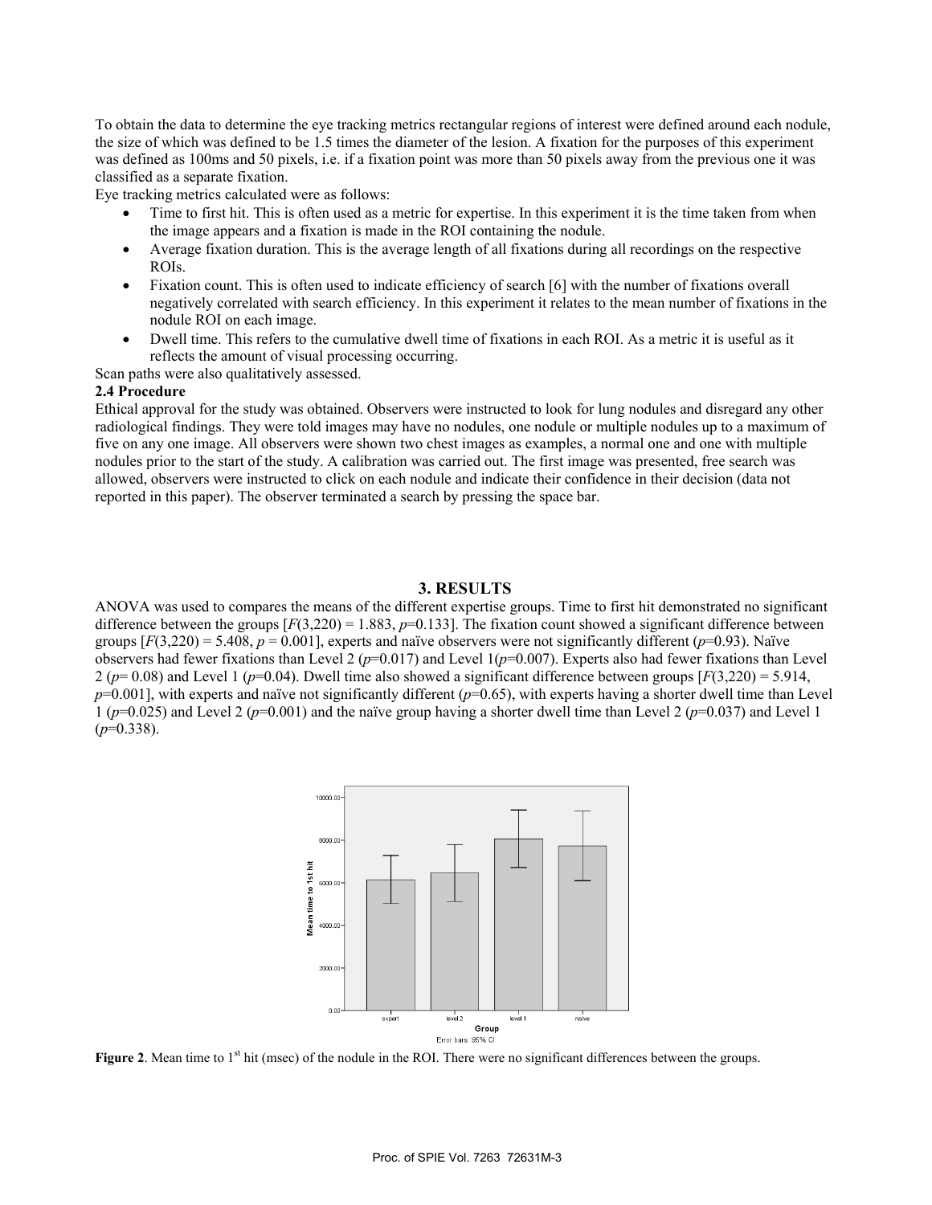To obtain the data to determine the eye tracking metrics rectangular regions of interest were defined around each nodule, the size of which was defined to be 1.5 times the diameter of the lesion. A fixation for the purposes of this experiment was defined as 100ms and 50 pixels, i.e. if a fixation point was more than 50 pixels away from the previous one it was classified as a separate fixation.

Eye tracking metrics calculated were as follows:

- Time to first hit. This is often used as a metric for expertise. In this experiment it is the time taken from when the image appears and a fixation is made in the ROI containing the nodule.
- Average fixation duration. This is the average length of all fixations during all recordings on the respective ROIs.
- Fixation count. This is often used to indicate efficiency of search [6] with the number of fixations overall negatively correlated with search efficiency. In this experiment it relates to the mean number of fixations in the nodule ROI on each image.
- Dwell time. This refers to the cumulative dwell time of fixations in each ROI. As a metric it is useful as it reflects the amount of visual processing occurring.

Scan paths were also qualitatively assessed.

### 2.4 Procedure

Ethical approval for the study was obtained. Observers were instructed to look for lung nodules and disregard any other radiological findings. They were told images may have no nodules, one nodule or multiple nodules up to a maximum of five on any one image. All observers were shown two chest images as examples, a normal one and one with multiple nodules prior to the start of the study. A calibration was carried out. The first image was presented, free search was allowed, observers were instructed to click on each nodule and indicate their confidence in their decision (data not reported in this paper). The observer terminated a search by pressing the space bar.

## 3. RESULTS

ANOVA was used to compares the means of the different expertise groups. Time to first hit demonstrated no significant difference between the groups [$F(3,220) = 1.883$, $p=0.133$]. The fixation count showed a significant difference between groups [$F(3,220) = 5.408$, $p = 0.001$], experts and naïve observers were not significantly different ($p=0.93$). Naïve observers had fewer fixations than Level 2 ($p=0.017$) and Level 1($p=0.007$). Experts also had fewer fixations than Level 2 ($p= 0.08$) and Level 1 ($p=0.04$). Dwell time also showed a significant difference between groups [$F(3,220) = 5.914$, $p=0.001$], with experts and naïve not significantly different ($p=0.65$), with experts having a shorter dwell time than Level 1 ($p=0.025$) and Level 2 ($p=0.001$) and the naïve group having a shorter dwell time than Level 2 ($p=0.037$) and Level 1 ($p=0.338$).

**Figure 2**. Mean time to 1st hit (msec) of the nodule in the ROI. There were no significant differences between the groups.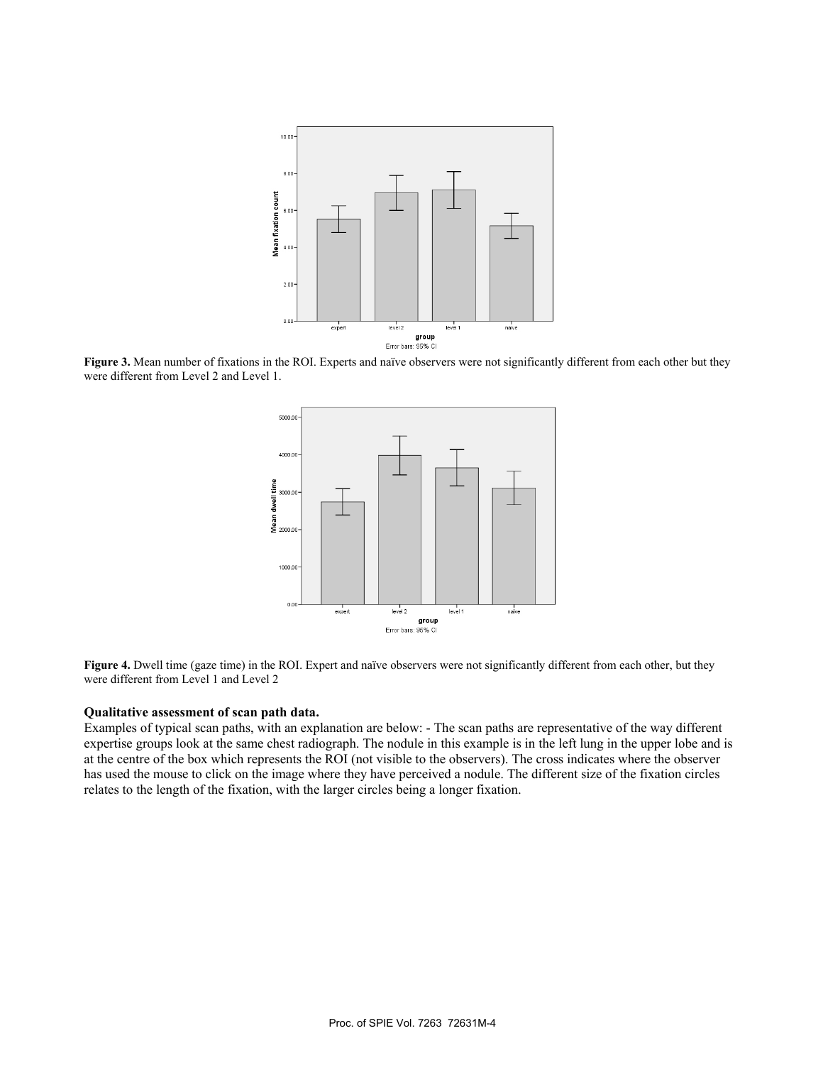**Figure 3.** Mean number of fixations in the ROI. Experts and naïve observers were not significantly different from each other but they were different from Level 2 and Level 1.

**Figure 4.** Dwell time (gaze time) in the ROI. Expert and naïve observers were not significantly different from each other, but they were different from Level 1 and Level 2

**Qualitative assessment of scan path data.**

Examples of typical scan paths, with an explanation are below: - The scan paths are representative of the way different expertise groups look at the same chest radiograph. The nodule in this example is in the left lung in the upper lobe and is at the centre of the box which represents the ROI (not visible to the observers). The cross indicates where the observer has used the mouse to click on the image where they have perceived a nodule. The different size of the fixation circles relates to the length of the fixation, with the larger circles being a longer fixation.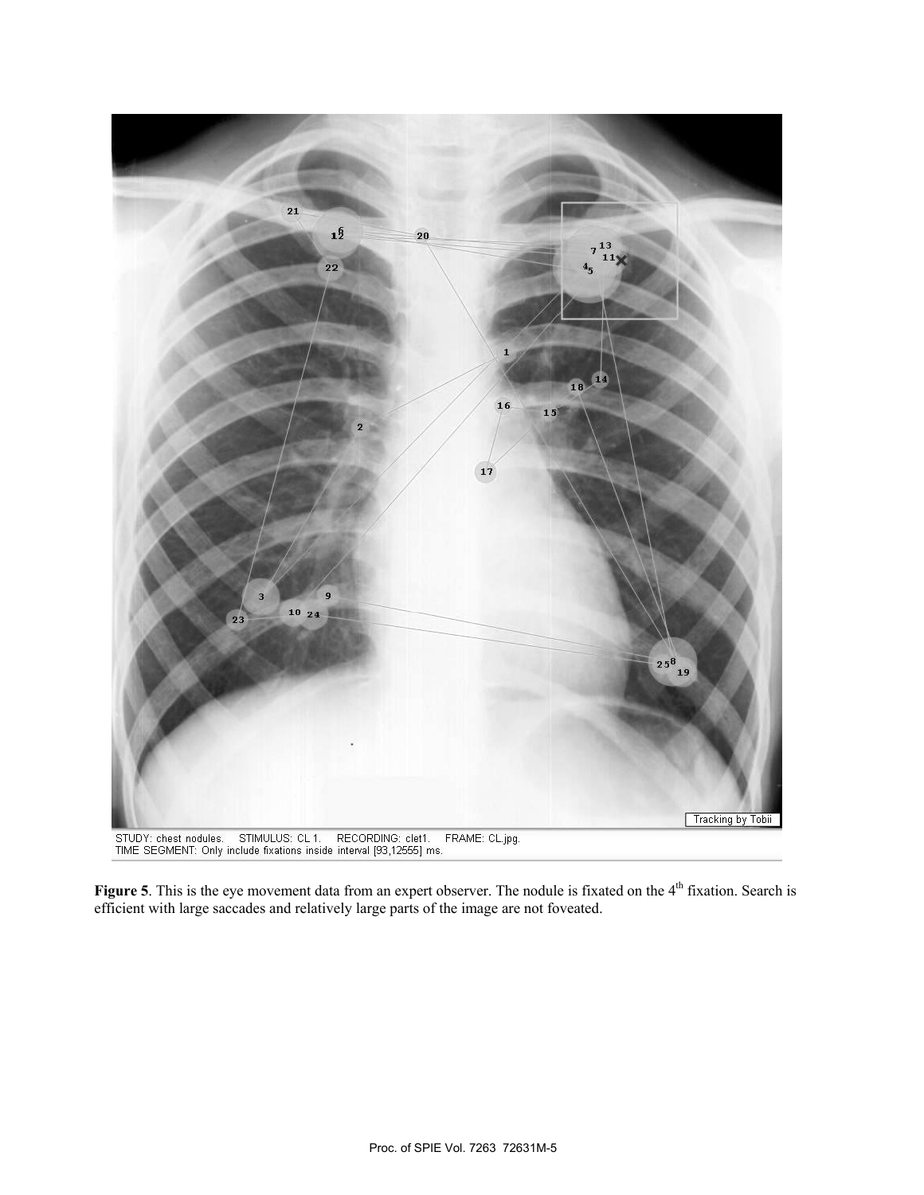**Figure 5**. This is the eye movement data from an expert observer. The nodule is fixated on the 4th fixation. Search is efficient with large saccades and relatively large parts of the image are not foveated.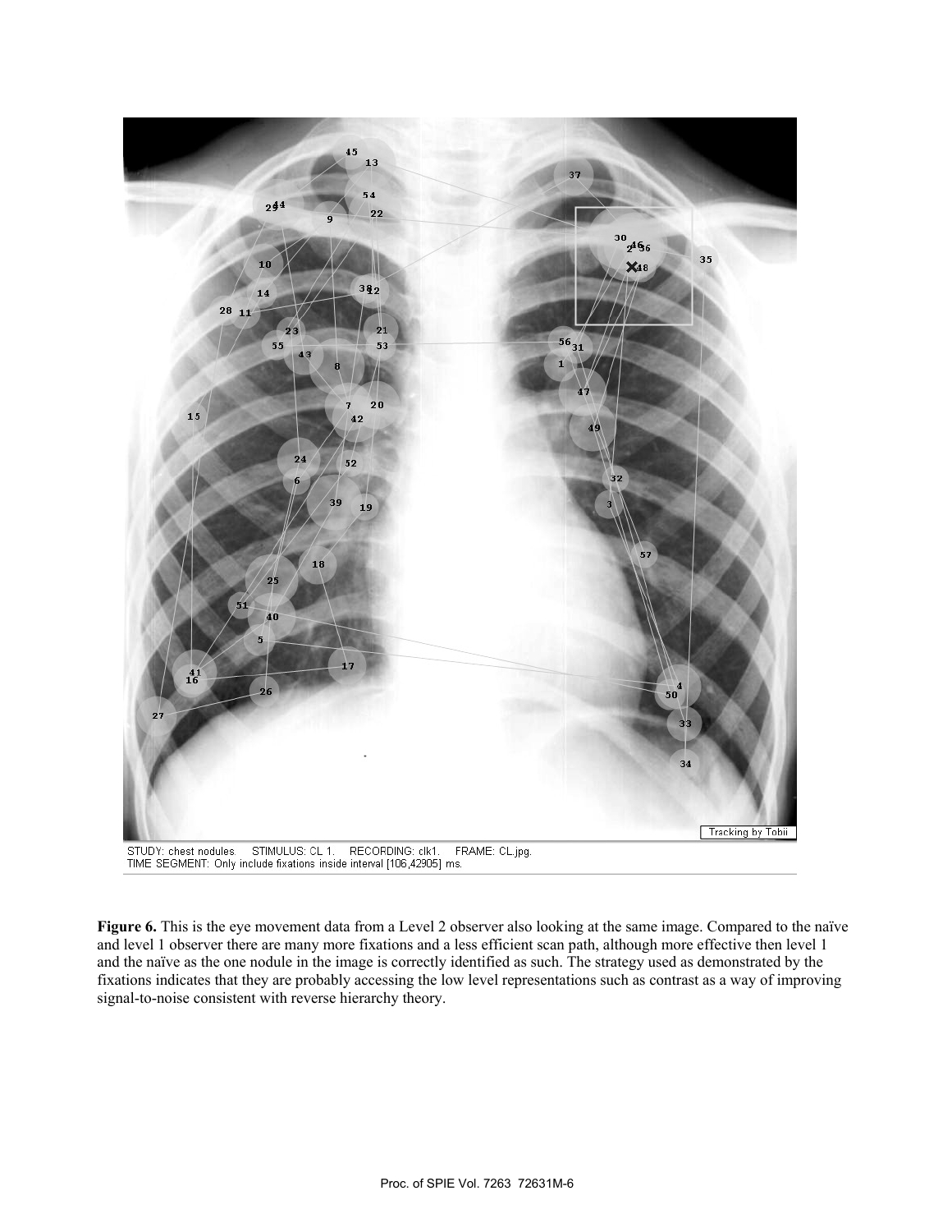STUDY: chest nodules STIMULUS: CL 1. RECORDING: clk1. FRAME: CL.jpg.
TIME SEGMENT: Only include fixations inside interval [106,42905] ms.

**Figure 6.** This is the eye movement data from a Level 2 observer also looking at the same image. Compared to the naïve and level 1 observer there are many more fixations and a less efficient scan path, although more effective then level 1 and the naïve as the one nodule in the image is correctly identified as such. The strategy used as demonstrated by the fixations indicates that they are probably accessing the low level representations such as contrast as a way of improving signal-to-noise consistent with reverse hierarchy theory.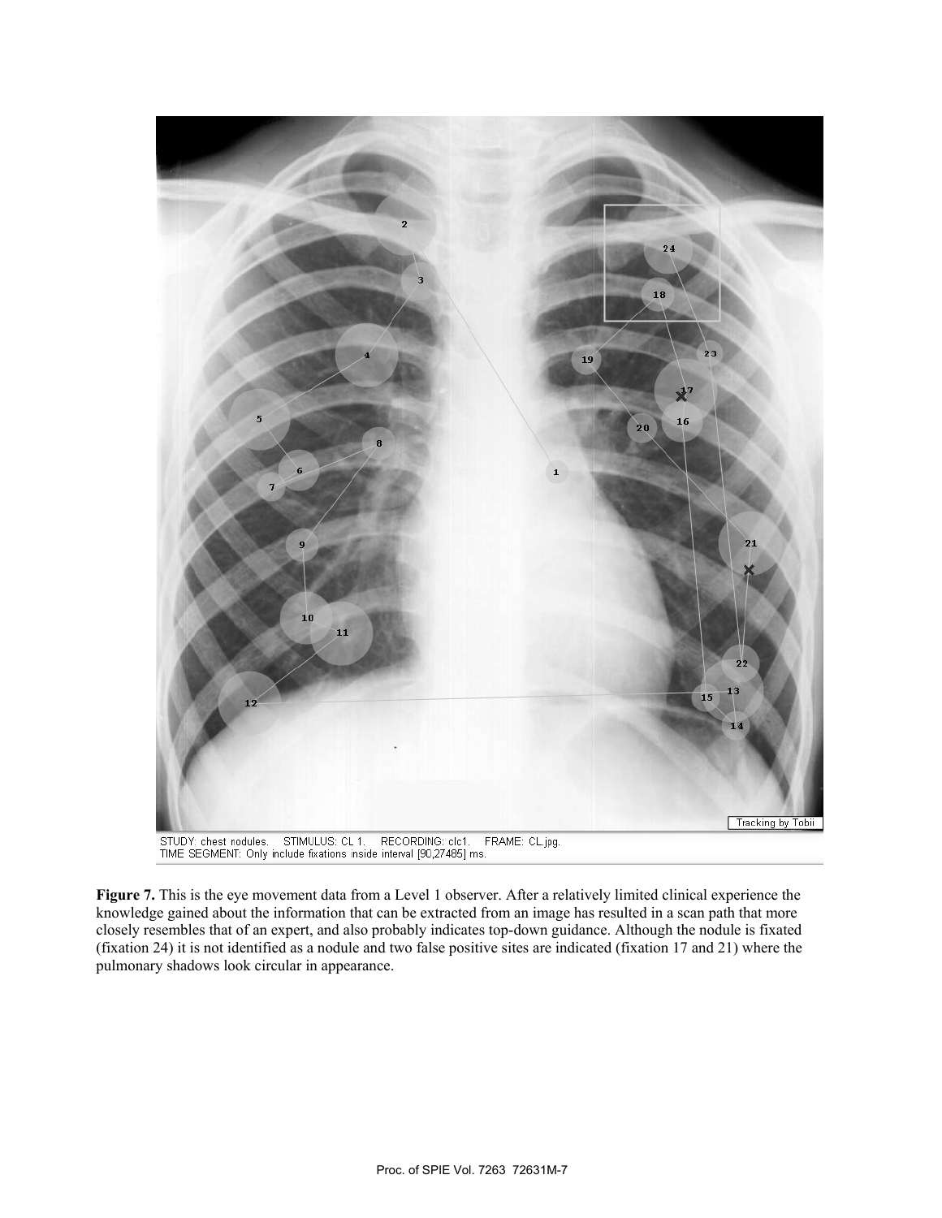STUDY: chest nodules. STIMULUS: CL 1. RECORDING: clc1. FRAME: CL.jpg.
TIME SEGMENT: Only include fixations inside interval [90,27485] ms.

**Figure 7.** This is the eye movement data from a Level 1 observer. After a relatively limited clinical experience the knowledge gained about the information that can be extracted from an image has resulted in a scan path that more closely resembles that of an expert, and also probably indicates top-down guidance. Although the nodule is fixated (fixation 24) it is not identified as a nodule and two false positive sites are indicated (fixation 17 and 21) where the pulmonary shadows look circular in appearance.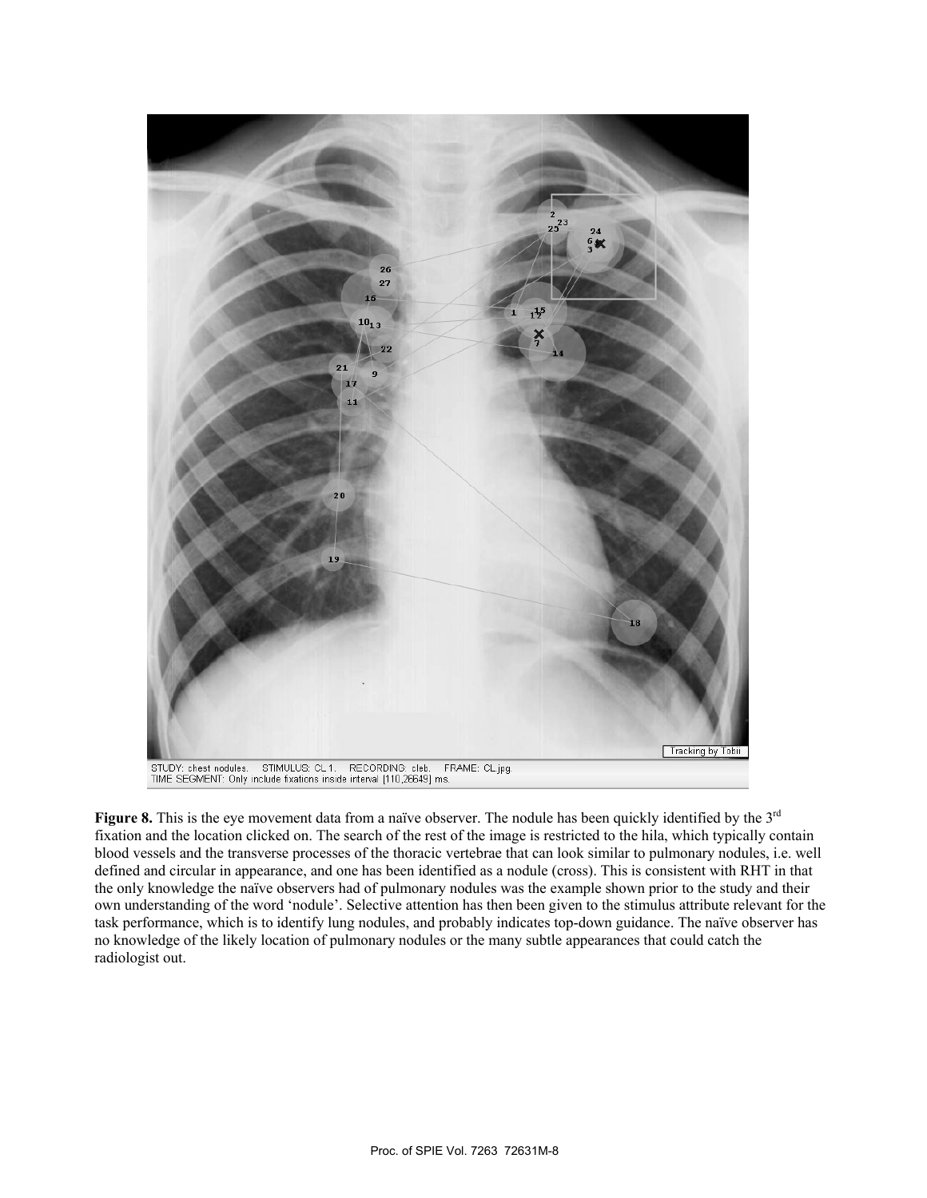STUDY: chest nodules. STIMULUS: CL 1. RECORDING: cleb. FRAME: CL.jpg
TIME SEGMENT: Only include fixations inside interval [110,26649] ms.

**Figure 8.** This is the eye movement data from a naïve observer. The nodule has been quickly identified by the 3rd fixation and the location clicked on. The search of the rest of the image is restricted to the hila, which typically contain blood vessels and the transverse processes of the thoracic vertebrae that can look similar to pulmonary nodules, i.e. well defined and circular in appearance, and one has been identified as a nodule (cross). This is consistent with RHT in that the only knowledge the naïve observers had of pulmonary nodules was the example shown prior to the study and their own understanding of the word 'nodule'. Selective attention has then been given to the stimulus attribute relevant for the task performance, which is to identify lung nodules, and probably indicates top-down guidance. The naïve observer has no knowledge of the likely location of pulmonary nodules or the many subtle appearances that could catch the radiologist out.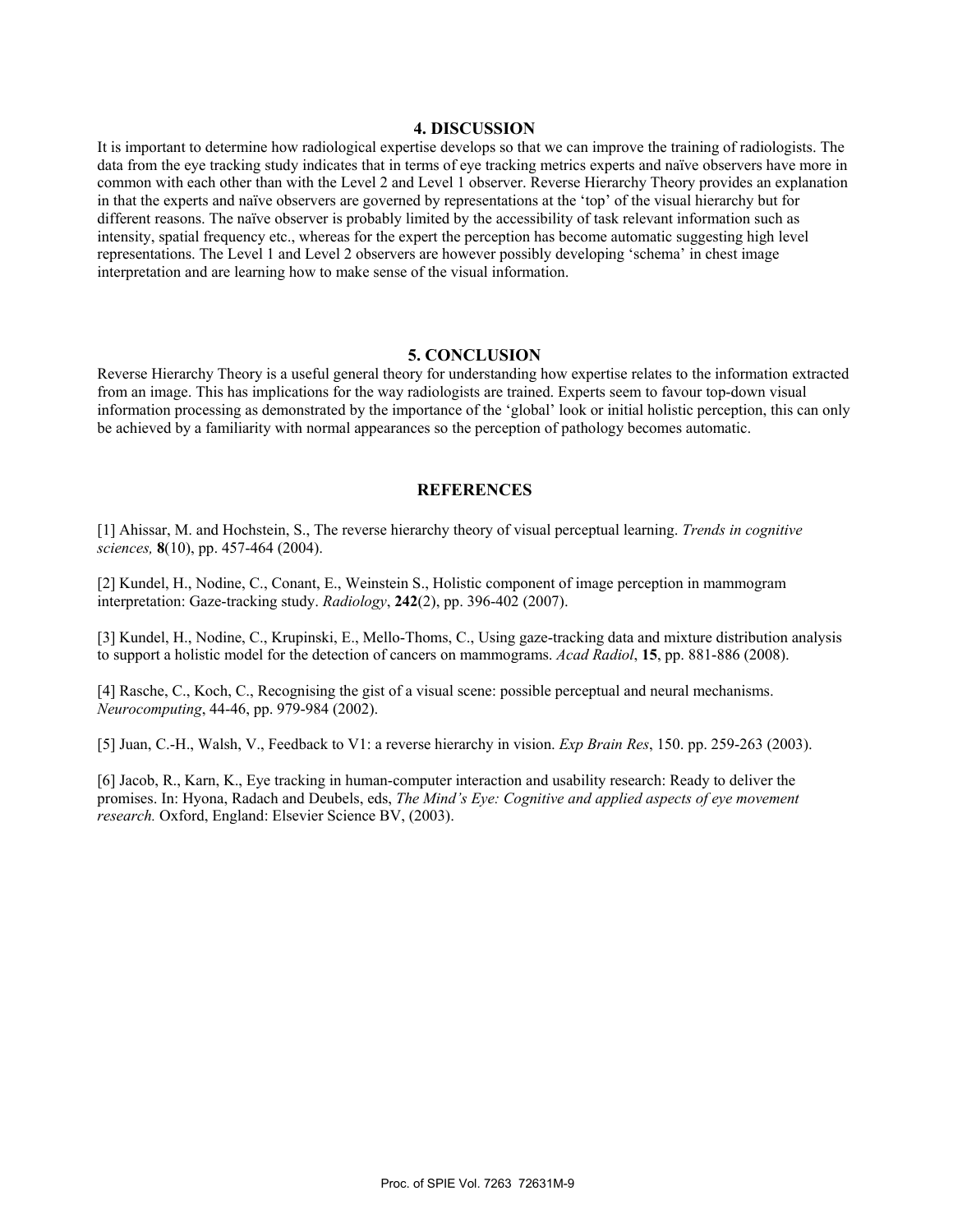## 4. DISCUSSION

It is important to determine how radiological expertise develops so that we can improve the training of radiologists. The data from the eye tracking study indicates that in terms of eye tracking metrics experts and naïve observers have more in common with each other than with the Level 2 and Level 1 observer. Reverse Hierarchy Theory provides an explanation in that the experts and naïve observers are governed by representations at the 'top' of the visual hierarchy but for different reasons. The naïve observer is probably limited by the accessibility of task relevant information such as intensity, spatial frequency etc., whereas for the expert the perception has become automatic suggesting high level representations. The Level 1 and Level 2 observers are however possibly developing 'schema' in chest image interpretation and are learning how to make sense of the visual information.

## 5. CONCLUSION

Reverse Hierarchy Theory is a useful general theory for understanding how expertise relates to the information extracted from an image. This has implications for the way radiologists are trained. Experts seem to favour top-down visual information processing as demonstrated by the importance of the 'global' look or initial holistic perception, this can only be achieved by a familiarity with normal appearances so the perception of pathology becomes automatic.

## REFERENCES

[1] Ahissar, M. and Hochstein, S., The reverse hierarchy theory of visual perceptual learning. *Trends in cognitive sciences,* **8**(10), pp. 457-464 (2004).

[2] Kundel, H., Nodine, C., Conant, E., Weinstein S., Holistic component of image perception in mammogram interpretation: Gaze-tracking study. *Radiology*, **242**(2), pp. 396-402 (2007).

[3] Kundel, H., Nodine, C., Krupinski, E., Mello-Thoms, C., Using gaze-tracking data and mixture distribution analysis to support a holistic model for the detection of cancers on mammograms. *Acad Radiol*, **15**, pp. 881-886 (2008).

[4] Rasche, C., Koch, C., Recognising the gist of a visual scene: possible perceptual and neural mechanisms. *Neurocomputing*, 44-46, pp. 979-984 (2002).

[5] Juan, C.-H., Walsh, V., Feedback to V1: a reverse hierarchy in vision. *Exp Brain Res*, 150. pp. 259-263 (2003).

[6] Jacob, R., Karn, K., Eye tracking in human-computer interaction and usability research: Ready to deliver the promises. In: Hyona, Radach and Deubels, eds, *The Mind's Eye: Cognitive and applied aspects of eye movement research.* Oxford, England: Elsevier Science BV, (2003).